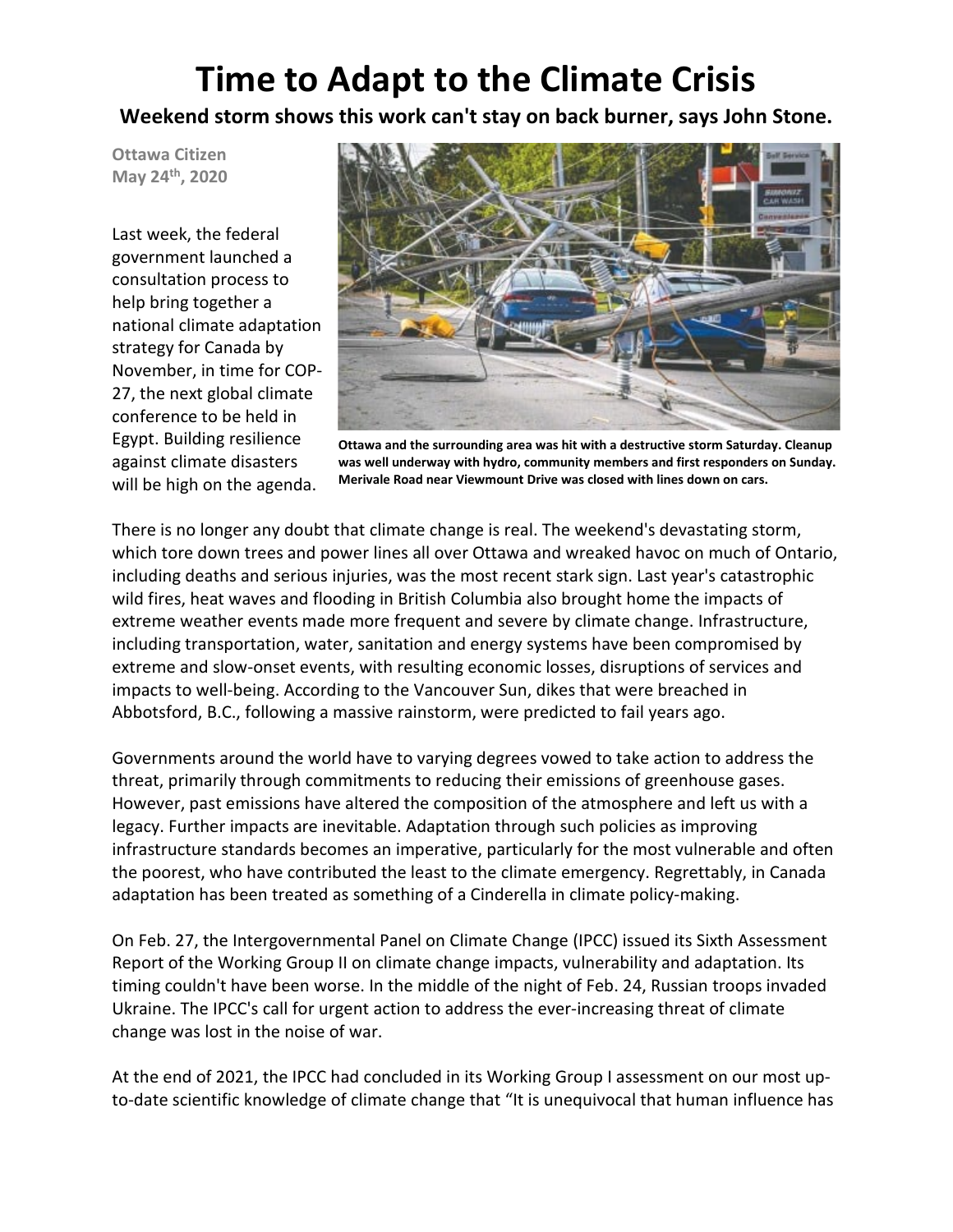# Time to Adapt to the Climate Crisis

## Weekend storm shows this work can't stay on back burner, says John Stone.

**Ottawa Citizen**
**May 24th, 2020**

Last week, the federal government launched a consultation process to help bring together a national climate adaptation strategy for Canada by November, in time for COP-27, the next global climate conference to be held in Egypt. Building resilience against climate disasters will be high on the agenda.

**Ottawa and the surrounding area was hit with a destructive storm Saturday. Cleanup was well underway with hydro, community members and first responders on Sunday. Merivale Road near Viewmount Drive was closed with lines down on cars.**

There is no longer any doubt that climate change is real. The weekend's devastating storm, which tore down trees and power lines all over Ottawa and wreaked havoc on much of Ontario, including deaths and serious injuries, was the most recent stark sign. Last year's catastrophic wild fires, heat waves and flooding in British Columbia also brought home the impacts of extreme weather events made more frequent and severe by climate change. Infrastructure, including transportation, water, sanitation and energy systems have been compromised by extreme and slow-onset events, with resulting economic losses, disruptions of services and impacts to well-being. According to the Vancouver Sun, dikes that were breached in Abbotsford, B.C., following a massive rainstorm, were predicted to fail years ago.

Governments around the world have to varying degrees vowed to take action to address the threat, primarily through commitments to reducing their emissions of greenhouse gases. However, past emissions have altered the composition of the atmosphere and left us with a legacy. Further impacts are inevitable. Adaptation through such policies as improving infrastructure standards becomes an imperative, particularly for the most vulnerable and often the poorest, who have contributed the least to the climate emergency. Regrettably, in Canada adaptation has been treated as something of a Cinderella in climate policy-making.

On Feb. 27, the Intergovernmental Panel on Climate Change (IPCC) issued its Sixth Assessment Report of the Working Group II on climate change impacts, vulnerability and adaptation. Its timing couldn't have been worse. In the middle of the night of Feb. 24, Russian troops invaded Ukraine. The IPCC's call for urgent action to address the ever-increasing threat of climate change was lost in the noise of war.

At the end of 2021, the IPCC had concluded in its Working Group I assessment on our most up-to-date scientific knowledge of climate change that "It is unequivocal that human influence has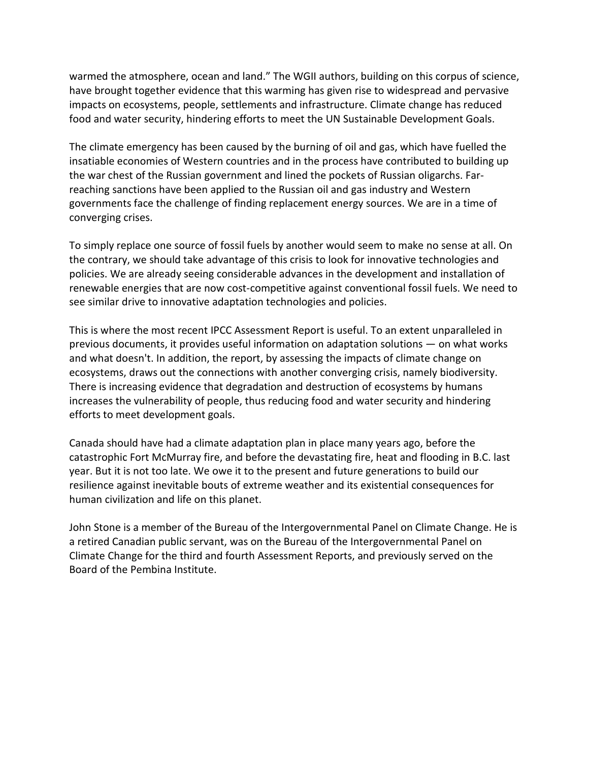warmed the atmosphere, ocean and land." The WGII authors, building on this corpus of science, have brought together evidence that this warming has given rise to widespread and pervasive impacts on ecosystems, people, settlements and infrastructure. Climate change has reduced food and water security, hindering efforts to meet the UN Sustainable Development Goals.

The climate emergency has been caused by the burning of oil and gas, which have fuelled the insatiable economies of Western countries and in the process have contributed to building up the war chest of the Russian government and lined the pockets of Russian oligarchs. Far-reaching sanctions have been applied to the Russian oil and gas industry and Western governments face the challenge of finding replacement energy sources. We are in a time of converging crises.

To simply replace one source of fossil fuels by another would seem to make no sense at all. On the contrary, we should take advantage of this crisis to look for innovative technologies and policies. We are already seeing considerable advances in the development and installation of renewable energies that are now cost-competitive against conventional fossil fuels. We need to see similar drive to innovative adaptation technologies and policies.

This is where the most recent IPCC Assessment Report is useful. To an extent unparalleled in previous documents, it provides useful information on adaptation solutions — on what works and what doesn't. In addition, the report, by assessing the impacts of climate change on ecosystems, draws out the connections with another converging crisis, namely biodiversity. There is increasing evidence that degradation and destruction of ecosystems by humans increases the vulnerability of people, thus reducing food and water security and hindering efforts to meet development goals.

Canada should have had a climate adaptation plan in place many years ago, before the catastrophic Fort McMurray fire, and before the devastating fire, heat and flooding in B.C. last year. But it is not too late. We owe it to the present and future generations to build our resilience against inevitable bouts of extreme weather and its existential consequences for human civilization and life on this planet.

John Stone is a member of the Bureau of the Intergovernmental Panel on Climate Change. He is a retired Canadian public servant, was on the Bureau of the Intergovernmental Panel on Climate Change for the third and fourth Assessment Reports, and previously served on the Board of the Pembina Institute.